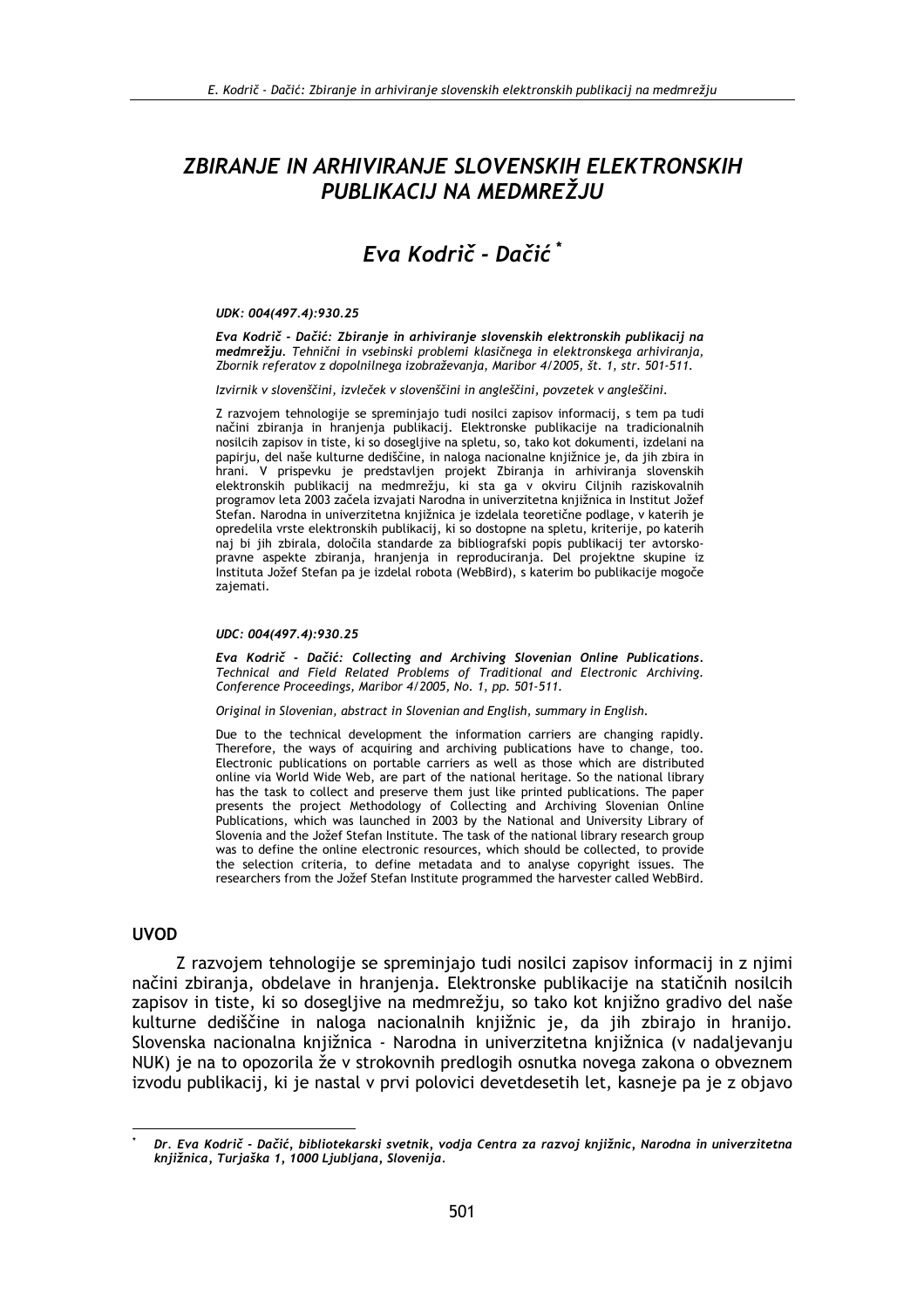# ZBIRANJE IN ARHIVIRANJE SLOVENSKIH ELEKTRONSKIH PUBLIKACIJ NA MEDMREŽJU

## *Eva Kodrič - Dačić* [*]

***UDK: 004(497.4):930.25***

***Eva Kodrič - Dačić: Zbiranje in arhiviranje slovenskih elektronskih publikacij na medmrežju.*** *Tehnični in vsebinski problemi klasičnega in elektronskega arhiviranja, Zbornik referatov z dopolnilnega izobraževanja, Maribor 4/2005, št. 1, str. 501-511.*

*Izvirnik v slovenščini, izvleček v slovenščini in angleščini, povzetek v angleščini.*

Z razvojem tehnologije se spreminjajo tudi nosilci zapisov informacij, s tem pa tudi načini zbiranja in hranjenja publikacij. Elektronske publikacije na tradicionalnih nosilcih zapisov in tiste, ki so dosegljive na spletu, so, tako kot dokumenti, izdelani na papirju, del naše kulturne dediščine, in naloga nacionalne knjižnice je, da jih zbira in hrani. V prispevku je predstavljen projekt Zbiranja in arhiviranja slovenskih elektronskih publikacij na medmrežju, ki sta ga v okviru Ciljnih raziskovalnih programov leta 2003 začela izvajati Narodna in univerzitetna knjižnica in Institut Jožef Stefan. Narodna in univerzitetna knjižnica je izdelala teoretične podlage, v katerih je opredelila vrste elektronskih publikacij, ki so dostopne na spletu, kriterije, po katerih naj bi jih zbirala, določila standarde za bibliografski popis publikacij ter avtorsko-pravne aspekte zbiranja, hranjenja in reproduciranja. Del projektne skupine iz Instituta Jožef Stefan pa je izdelal robota (WebBird), s katerim bo publikacije mogoče zajemati.

***UDC: 004(497.4):930.25***

***Eva Kodrič - Dačić: Collecting and Archiving Slovenian Online Publications.*** *Technical and Field Related Problems of Traditional and Electronic Archiving. Conference Proceedings, Maribor 4/2005, No. 1, pp. 501-511.*

*Original in Slovenian, abstract in Slovenian and English, summary in English.*

Due to the technical development the information carriers are changing rapidly. Therefore, the ways of acquiring and archiving publications have to change, too. Electronic publications on portable carriers as well as those which are distributed online via World Wide Web, are part of the national heritage. So the national library has the task to collect and preserve them just like printed publications. The paper presents the project Methodology of Collecting and Archiving Slovenian Online Publications, which was launched in 2003 by the National and University Library of Slovenia and the Jožef Stefan Institute. The task of the national library research group was to define the online electronic resources, which should be collected, to provide the selection criteria, to define metadata and to analyse copyright issues. The researchers from the Jožef Stefan Institute programmed the harvester called WebBird.

## UVOD

Z razvojem tehnologije se spreminjajo tudi nosilci zapisov informacij in z njimi načini zbiranja, obdelave in hranjenja. Elektronske publikacije na statičnih nosilcih zapisov in tiste, ki so dosegljive na medmrežju, so tako kot knjižno gradivo del naše kulturne dediščine in naloga nacionalnih knjižnic je, da jih zbirajo in hranijo. Slovenska nacionalna knjižnica - Narodna in univerzitetna knjižnica (v nadaljevanju NUK) je na to opozorila že v strokovnih predlogih osnutka novega zakona o obveznem izvodu publikacij, ki je nastal v prvi polovici devetdesetih let, kasneje pa je z objavo

[*] ***Dr. Eva Kodrič - Dačić, bibliotekarski svetnik, vodja Centra za razvoj knjižnic, Narodna in univerzitetna knjižnica, Turjaška 1, 1000 Ljubljana, Slovenija.***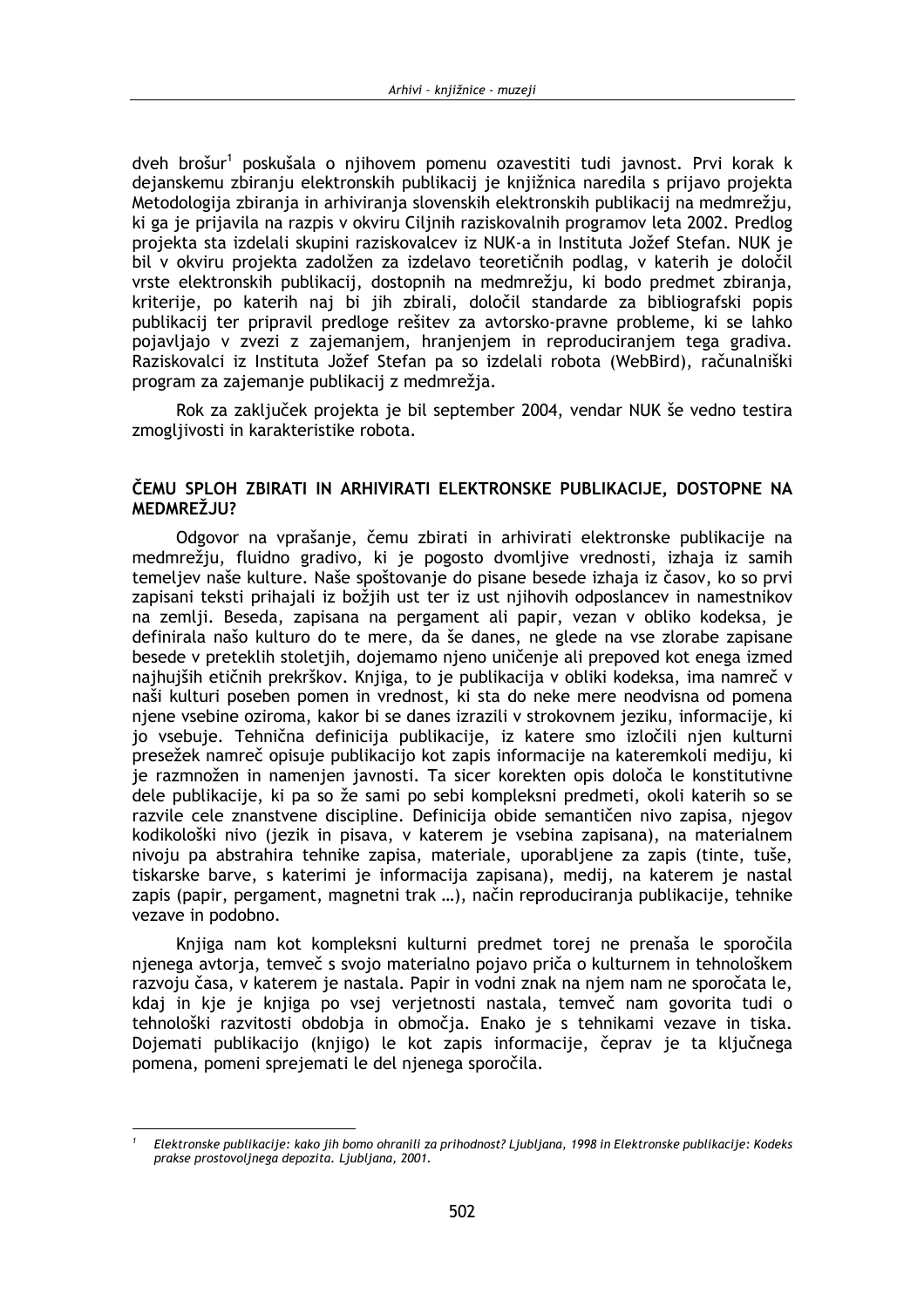dveh brošur[1] poskušala o njihovem pomenu ozavestiti tudi javnost. Prvi korak k dejanskemu zbiranju elektronskih publikacij je knjižnica naredila s prijavo projekta Metodologija zbiranja in arhiviranja slovenskih elektronskih publikacij na medmrežju, ki ga je prijavila na razpis v okviru Ciljnih raziskovalnih programov leta 2002. Predlog projekta sta izdelali skupini raziskovalcev iz NUK-a in Instituta Jožef Stefan. NUK je bil v okviru projekta zadolžen za izdelavo teoretičnih podlag, v katerih je določil vrste elektronskih publikacij, dostopnih na medmrežju, ki bodo predmet zbiranja, kriterije, po katerih naj bi jih zbirali, določil standarde za bibliografski popis publikacij ter pripravil predloge rešitev za avtorsko-pravne probleme, ki se lahko pojavljajo v zvezi z zajemanjem, hranjenjem in reproduciranjem tega gradiva. Raziskovalci iz Instituta Jožef Stefan pa so izdelali robota (WebBird), računalniški program za zajemanje publikacij z medmrežja.

Rok za zaključek projekta je bil september 2004, vendar NUK še vedno testira zmogljivosti in karakteristike robota.

## ČEMU SPLOH ZBIRATI IN ARHIVIRATI ELEKTRONSKE PUBLIKACIJE, DOSTOPNE NA MEDMREŽJU?

Odgovor na vprašanje, čemu zbirati in arhivirati elektronske publikacije na medmrežju, fluidno gradivo, ki je pogosto dvomljive vrednosti, izhaja iz samih temeljev naše kulture. Naše spoštovanje do pisane besede izhaja iz časov, ko so prvi zapisani teksti prihajali iz božjih ust ter iz ust njihovih odposlancev in namestnikov na zemlji. Beseda, zapisana na pergament ali papir, vezan v obliko kodeksa, je definirala našo kulturo do te mere, da še danes, ne glede na vse zlorabe zapisane besede v preteklih stoletjih, dojemamo njeno uničenje ali prepoved kot enega izmed najhujših etičnih prekrškov. Knjiga, to je publikacija v obliki kodeksa, ima namreč v naši kulturi poseben pomen in vrednost, ki sta do neke mere neodvisna od pomena njene vsebine oziroma, kakor bi se danes izrazili v strokovnem jeziku, informacije, ki jo vsebuje. Tehnična definicija publikacije, iz katere smo izločili njen kulturni presežek namreč opisuje publikacijo kot zapis informacije na kateremkoli mediju, ki je razmnožen in namenjen javnosti. Ta sicer korekten opis določa le konstitutivne dele publikacije, ki pa so že sami po sebi kompleksni predmeti, okoli katerih so se razvile cele znanstvene discipline. Definicija obide semantičen nivo zapisa, njegov kodikološki nivo (jezik in pisava, v katerem je vsebina zapisana), na materialnem nivoju pa abstrahira tehnike zapisa, materiale, uporabljene za zapis (tinte, tuše, tiskarske barve, s katerimi je informacija zapisana), medij, na katerem je nastal zapis (papir, pergament, magnetni trak …), način reproduciranja publikacije, tehnike vezave in podobno.

Knjiga nam kot kompleksni kulturni predmet torej ne prenaša le sporočila njenega avtorja, temveč s svojo materialno pojavo priča o kulturnem in tehnološkem razvoju časa, v katerem je nastala. Papir in vodni znak na njem nam ne sporočata le, kdaj in kje je knjiga po vsej verjetnosti nastala, temveč nam govorita tudi o tehnološki razvitosti obdobja in območja. Enako je s tehnikami vezave in tiska. Dojemati publikacijo (knjigo) le kot zapis informacije, čeprav je ta ključnega pomena, pomeni sprejemati le del njenega sporočila.

---

[1] *Elektronske publikacije: kako jih bomo ohranili za prihodnost? Ljubljana, 1998 in Elektronske publikacije: Kodeks prakse prostovoljnega depozita. Ljubljana, 2001.*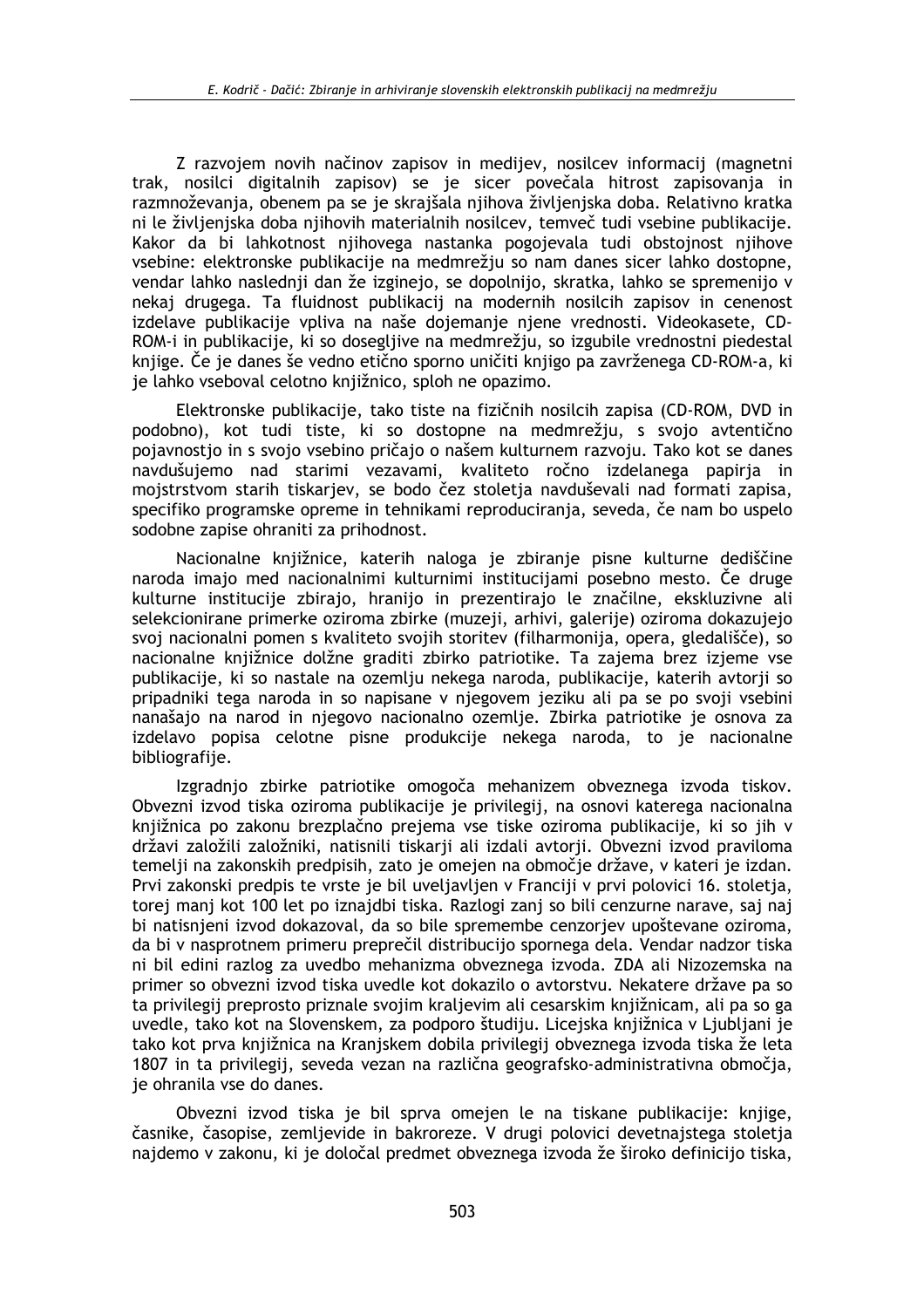Z razvojem novih načinov zapisov in medijev, nosilcev informacij (magnetni trak, nosilci digitalnih zapisov) se je sicer povečala hitrost zapisovanja in razmnoževanja, obenem pa se je skrajšala njihova življenjska doba. Relativno kratka ni le življenjska doba njihovih materialnih nosilcev, temveč tudi vsebine publikacije. Kakor da bi lahkotnost njihovega nastanka pogojevala tudi obstojnost njihove vsebine: elektronske publikacije na medmrežju so nam danes sicer lahko dostopne, vendar lahko naslednji dan že izginejo, se dopolnijo, skratka, lahko se spremenijo v nekaj drugega. Ta fluidnost publikacij na modernih nosilcih zapisov in cenenost izdelave publikacije vpliva na naše dojemanje njene vrednosti. Videokasete, CD-ROM-i in publikacije, ki so dosegljive na medmrežju, so izgubile vrednostni piedestal knjige. Če je danes še vedno etično sporno uničiti knjigo pa zavrženega CD-ROM-a, ki je lahko vseboval celotno knjižnico, sploh ne opazimo.

Elektronske publikacije, tako tiste na fizičnih nosilcih zapisa (CD-ROM, DVD in podobno), kot tudi tiste, ki so dostopne na medmrežju, s svojo avtentično pojavnostjo in s svojo vsebino pričajo o našem kulturnem razvoju. Tako kot se danes navdušujemo nad starimi vezavami, kvaliteto ročno izdelanega papirja in mojstrstvom starih tiskarjev, se bodo čez stoletja navduševali nad formati zapisa, specifiko programske opreme in tehnikami reproduciranja, seveda, če nam bo uspelo sodobne zapise ohraniti za prihodnost.

Nacionalne knjižnice, katerih naloga je zbiranje pisne kulturne dediščine naroda imajo med nacionalnimi kulturnimi institucijami posebno mesto. Če druge kulturne institucije zbirajo, hranijo in prezentirajo le značilne, ekskluzivne ali selekcionirane primerke oziroma zbirke (muzeji, arhivi, galerije) oziroma dokazujejo svoj nacionalni pomen s kvaliteto svojih storitev (filharmonija, opera, gledališče), so nacionalne knjižnice dolžne graditi zbirko patriotike. Ta zajema brez izjeme vse publikacije, ki so nastale na ozemlju nekega naroda, publikacije, katerih avtorji so pripadniki tega naroda in so napisane v njegovem jeziku ali pa se po svoji vsebini nanašajo na narod in njegovo nacionalno ozemlje. Zbirka patriotike je osnova za izdelavo popisa celotne pisne produkcije nekega naroda, to je nacionalne bibliografije.

Izgradnjo zbirke patriotike omogoča mehanizem obveznega izvoda tiskov. Obvezni izvod tiska oziroma publikacije je privilegij, na osnovi katerega nacionalna knjižnica po zakonu brezplačno prejema vse tiske oziroma publikacije, ki so jih v državi založili založniki, natisnili tiskarji ali izdali avtorji. Obvezni izvod praviloma temelji na zakonskih predpisih, zato je omejen na območje države, v kateri je izdan. Prvi zakonski predpis te vrste je bil uveljavljen v Franciji v prvi polovici 16. stoletja, torej manj kot 100 let po iznajdbi tiska. Razlogi zanj so bili cenzurne narave, saj naj bi natisnjeni izvod dokazoval, da so bile spremembe cenzorjev upoštevane oziroma, da bi v nasprotnem primeru preprečil distribucijo spornega dela. Vendar nadzor tiska ni bil edini razlog za uvedbo mehanizma obveznega izvoda. ZDA ali Nizozemska na primer so obvezni izvod tiska uvedle kot dokazilo o avtorstvu. Nekatere države pa so ta privilegij preprosto priznale svojim kraljevim ali cesarskim knjižnicam, ali pa so ga uvedle, tako kot na Slovenskem, za podporo študiju. Licejska knjižnica v Ljubljani je tako kot prva knjižnica na Kranjskem dobila privilegij obveznega izvoda tiska že leta 1807 in ta privilegij, seveda vezan na različna geografsko-administrativna območja, je ohranila vse do danes.

Obvezni izvod tiska je bil sprva omejen le na tiskane publikacije: knjige, časnike, časopise, zemljevide in bakroreze. V drugi polovici devetnajstega stoletja najdemo v zakonu, ki je določal predmet obveznega izvoda že široko definicijo tiska,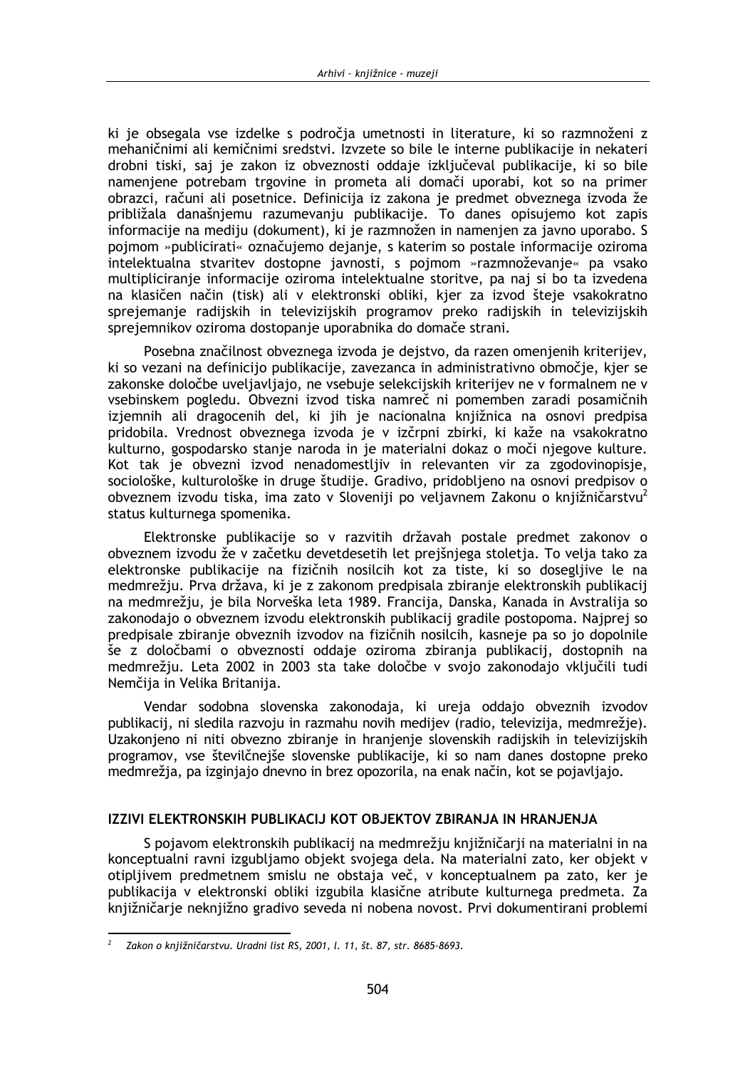ki je obsegala vse izdelke s področja umetnosti in literature, ki so razmnoženi z mehaničnimi ali kemičnimi sredstvi. Izvzete so bile le interne publikacije in nekateri drobni tiski, saj je zakon iz obveznosti oddaje izključeval publikacije, ki so bile namenjene potrebam trgovine in prometa ali domači uporabi, kot so na primer obrazci, računi ali posetnice. Definicija iz zakona je predmet obveznega izvoda že približala današnjemu razumevanju publikacije. To danes opisujemo kot zapis informacije na mediju (dokument), ki je razmnožen in namenjen za javno uporabo. S pojmom »publicirati« označujemo dejanje, s katerim so postale informacije oziroma intelektualna stvaritev dostopne javnosti, s pojmom »razmnoževanje« pa vsako multipliciranje informacije oziroma intelektualne storitve, pa naj si bo ta izvedena na klasičen način (tisk) ali v elektronski obliki, kjer za izvod šteje vsakokratno sprejemanje radijskih in televizijskih programov preko radijskih in televizijskih sprejemnikov oziroma dostopanje uporabnika do domače strani.

Posebna značilnost obveznega izvoda je dejstvo, da razen omenjenih kriterijev, ki so vezani na definicijo publikacije, zavezanca in administrativno območje, kjer se zakonske določbe uveljavljajo, ne vsebuje selekcijskih kriterijev ne v formalnem ne v vsebinskem pogledu. Obvezni izvod tiska namreč ni pomemben zaradi posamičnih izjemnih ali dragocenih del, ki jih je nacionalna knjižnica na osnovi predpisa pridobila. Vrednost obveznega izvoda je v izčrpni zbirki, ki kaže na vsakokratno kulturno, gospodarsko stanje naroda in je materialni dokaz o moči njegove kulture. Kot tak je obvezni izvod nenadomestljiv in relevanten vir za zgodovinopisje, sociološke, kulturološke in druge študije. Gradivo, pridobljeno na osnovi predpisov o obveznem izvodu tiska, ima zato v Sloveniji po veljavnem Zakonu o knjižničarstvu[2] status kulturnega spomenika.

Elektronske publikacije so v razvitih državah postale predmet zakonov o obveznem izvodu že v začetku devetdesetih let prejšnjega stoletja. To velja tako za elektronske publikacije na fizičnih nosilcih kot za tiste, ki so dosegljive le na medmrežju. Prva država, ki je z zakonom predpisala zbiranje elektronskih publikacij na medmrežju, je bila Norveška leta 1989. Francija, Danska, Kanada in Avstralija so zakonodajo o obveznem izvodu elektronskih publikacij gradile postopoma. Najprej so predpisale zbiranje obveznih izvodov na fizičnih nosilcih, kasneje pa so jo dopolnile še z določbami o obveznosti oddaje oziroma zbiranja publikacij, dostopnih na medmrežju. Leta 2002 in 2003 sta take določbe v svojo zakonodajo vključili tudi Nemčija in Velika Britanija.

Vendar sodobna slovenska zakonodaja, ki ureja oddajo obveznih izvodov publikacij, ni sledila razvoju in razmahu novih medijev (radio, televizija, medmrežje). Uzakonjeno ni niti obvezno zbiranje in hranjenje slovenskih radijskih in televizijskih programov, vse številčnejše slovenske publikacije, ki so nam danes dostopne preko medmrežja, pa izginjajo dnevno in brez opozorila, na enak način, kot se pojavljajo.

## IZZIVI ELEKTRONSKIH PUBLIKACIJ KOT OBJEKTOV ZBIRANJA IN HRANJENJA

S pojavom elektronskih publikacij na medmrežju knjižničarji na materialni in na konceptualni ravni izgubljamo objekt svojega dela. Na materialni zato, ker objekt v otipljivem predmetnem smislu ne obstaja več, v konceptualnem pa zato, ker je publikacija v elektronski obliki izgubila klasične atribute kulturnega predmeta. Za knjižničarje neknjižno gradivo seveda ni nobena novost. Prvi dokumentirani problemi

---

[2] *Zakon o knjižničarstvu. Uradni list RS, 2001, l. 11, št. 87, str. 8685-8693.*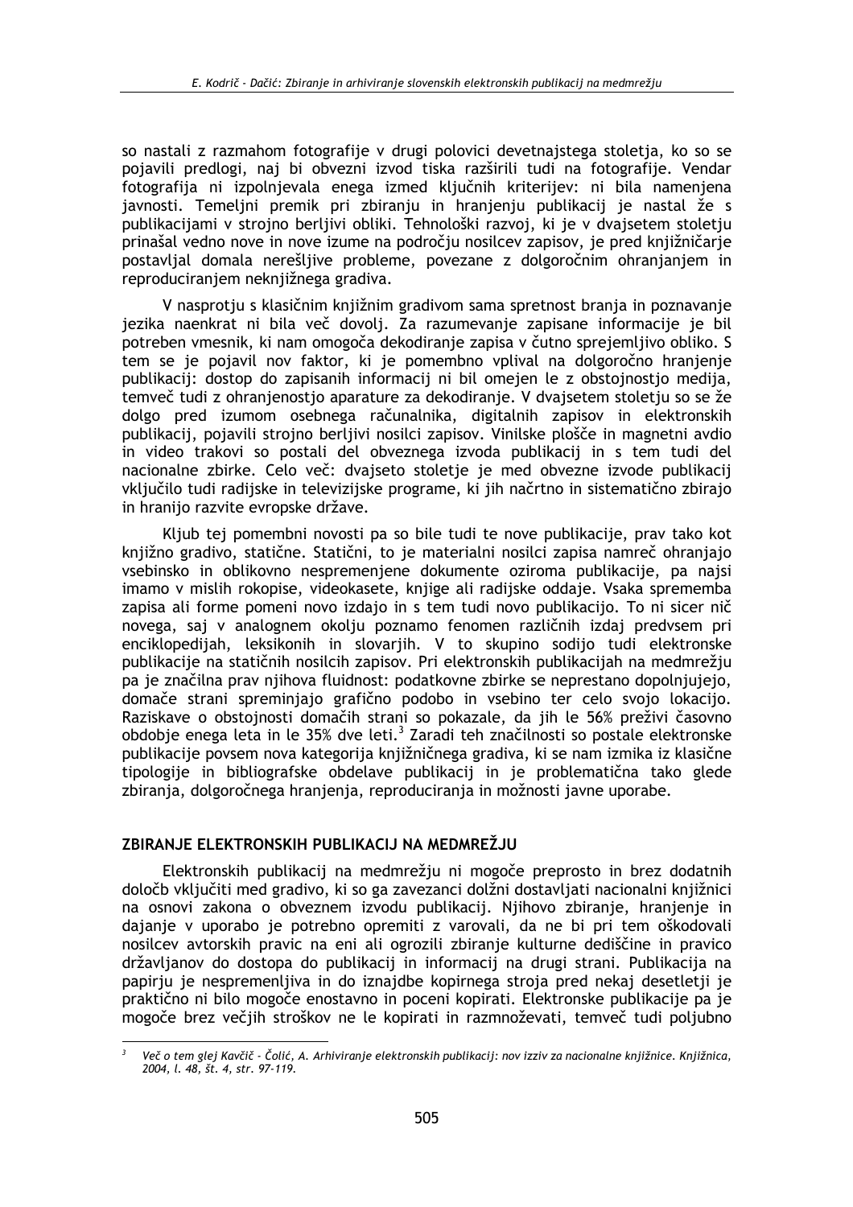so nastali z razmahom fotografije v drugi polovici devetnajstega stoletja, ko so se pojavili predlogi, naj bi obvezni izvod tiska razširili tudi na fotografije. Vendar fotografija ni izpolnjevala enega izmed ključnih kriterijev: ni bila namenjena javnosti. Temeljni premik pri zbiranju in hranjenju publikacij je nastal že s publikacijami v strojno berljivi obliki. Tehnološki razvoj, ki je v dvajsetem stoletju prinašal vedno nove in nove izume na področju nosilcev zapisov, je pred knjižničarje postavljal domala nerešljive probleme, povezane z dolgoročnim ohranjanjem in reproduciranjem neknjižnega gradiva.

V nasprotju s klasičnim knjižnim gradivom sama spretnost branja in poznavanje jezika naenkrat ni bila več dovolj. Za razumevanje zapisane informacije je bil potreben vmesnik, ki nam omogoča dekodiranje zapisa v čutno sprejemljivo obliko. S tem se je pojavil nov faktor, ki je pomembno vplival na dolgoročno hranjenje publikacij: dostop do zapisanih informacij ni bil omejen le z obstojnostjo medija, temveč tudi z ohranjenostjo aparature za dekodiranje. V dvajsetem stoletju so se že dolgo pred izumom osebnega računalnika, digitalnih zapisov in elektronskih publikacij, pojavili strojno berljivi nosilci zapisov. Vinilske plošče in magnetni avdio in video trakovi so postali del obveznega izvoda publikacij in s tem tudi del nacionalne zbirke. Celo več: dvajseto stoletje je med obvezne izvode publikacij vključilo tudi radijske in televizijske programe, ki jih načrtno in sistematično zbirajo in hranijo razvite evropske države.

Kljub tej pomembni novosti pa so bile tudi te nove publikacije, prav tako kot knjižno gradivo, statične. Statični, to je materialni nosilci zapisa namreč ohranjajo vsebinsko in oblikovno nespremenjene dokumente oziroma publikacije, pa najsi imamo v mislih rokopise, videokasete, knjige ali radijske oddaje. Vsaka sprememba zapisa ali forme pomeni novo izdajo in s tem tudi novo publikacijo. To ni sicer nič novega, saj v analognem okolju poznamo fenomen različnih izdaj predvsem pri enciklopedijah, leksikonih in slovarjih. V to skupino sodijo tudi elektronske publikacije na statičnih nosilcih zapisov. Pri elektronskih publikacijah na medmrežju pa je značilna prav njihova fluidnost: podatkovne zbirke se neprestano dopolnjujejo, domače strani spreminjajo grafično podobo in vsebino ter celo svojo lokacijo. Raziskave o obstojnosti domačih strani so pokazale, da jih le 56% preživi časovno obdobje enega leta in le 35% dve leti.[3] Zaradi teh značilnosti so postale elektronske publikacije povsem nova kategorija knjižničnega gradiva, ki se nam izmika iz klasične tipologije in bibliografske obdelave publikacij in je problematična tako glede zbiranja, dolgoročnega hranjenja, reproduciranja in možnosti javne uporabe.

## ZBIRANJE ELEKTRONSKIH PUBLIKACIJ NA MEDMREŽJU

Elektronskih publikacij na medmrežju ni mogoče preprosto in brez dodatnih določb vključiti med gradivo, ki so ga zavezanci dolžni dostavljati nacionalni knjižnici na osnovi zakona o obveznem izvodu publikacij. Njihovo zbiranje, hranjenje in dajanje v uporabo je potrebno opremiti z varovali, da ne bi pri tem oškodovali nosilcev avtorskih pravic na eni ali ogrozili zbiranje kulturne dediščine in pravico državljanov do dostopa do publikacij in informacij na drugi strani. Publikacija na papirju je nespremenljiva in do iznajdbe kopirnega stroja pred nekaj desetletji je praktično ni bilo mogoče enostavno in poceni kopirati. Elektronske publikacije pa je mogoče brez večjih stroškov ne le kopirati in razmnoževati, temveč tudi poljubno

[3] *Več o tem glej Kavčič - Čolić, A. Arhiviranje elektronskih publikacij: nov izziv za nacionalne knjižnice. Knjižnica, 2004, l. 48, št. 4, str. 97-119.*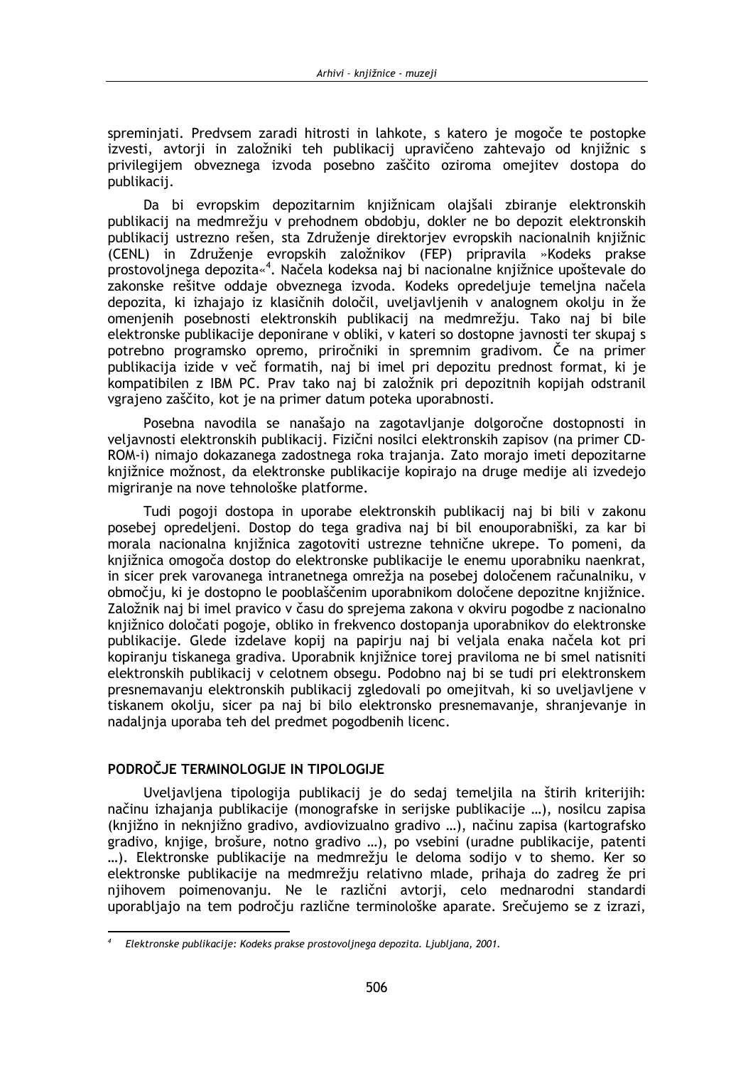spreminjati. Predvsem zaradi hitrosti in lahkote, s katero je mogoče te postopke izvesti, avtorji in založniki teh publikacij upravičeno zahtevajo od knjižnic s privilegijem obveznega izvoda posebno zaščito oziroma omejitev dostopa do publikacij.

Da bi evropskim depozitarnim knjižnicam olajšali zbiranje elektronskih publikacij na medmrežju v prehodnem obdobju, dokler ne bo depozit elektronskih publikacij ustrezno rešen, sta Združenje direktorjev evropskih nacionalnih knjižnic (CENL) in Združenje evropskih založnikov (FEP) pripravila »Kodeks prakse prostovoljnega depozita«[4]. Načela kodeksa naj bi nacionalne knjižnice upoštevale do zakonske rešitve oddaje obveznega izvoda. Kodeks opredeljuje temeljna načela depozita, ki izhajajo iz klasičnih določil, uveljavljenih v analognem okolju in že omenjenih posebnosti elektronskih publikacij na medmrežju. Tako naj bi bile elektronske publikacije deponirane v obliki, v kateri so dostopne javnosti ter skupaj s potrebno programsko opremo, priročniki in spremnim gradivom. Če na primer publikacija izide v več formatih, naj bi imel pri depozitu prednost format, ki je kompatibilen z IBM PC. Prav tako naj bi založnik pri depozitnih kopijah odstranil vgrajeno zaščito, kot je na primer datum poteka uporabnosti.

Posebna navodila se nanašajo na zagotavljanje dolgoročne dostopnosti in veljavnosti elektronskih publikacij. Fizični nosilci elektronskih zapisov (na primer CD-ROM-i) nimajo dokazanega zadostnega roka trajanja. Zato morajo imeti depozitarne knjižnice možnost, da elektronske publikacije kopirajo na druge medije ali izvedejo migriranje na nove tehnološke platforme.

Tudi pogoji dostopa in uporabe elektronskih publikacij naj bi bili v zakonu posebej opredeljeni. Dostop do tega gradiva naj bi bil enouporabniški, za kar bi morala nacionalna knjižnica zagotoviti ustrezne tehnične ukrepe. To pomeni, da knjižnica omogoča dostop do elektronske publikacije le enemu uporabniku naenkrat, in sicer prek varovanega intranetnega omrežja na posebej določenem računalniku, v območju, ki je dostopno le pooblaščenim uporabnikom določene depozitne knjižnice. Založnik naj bi imel pravico v času do sprejema zakona v okviru pogodbe z nacionalno knjižnico določati pogoje, obliko in frekvenco dostopanja uporabnikov do elektronske publikacije. Glede izdelave kopij na papirju naj bi veljala enaka načela kot pri kopiranju tiskanega gradiva. Uporabnik knjižnice torej praviloma ne bi smel natisniti elektronskih publikacij v celotnem obsegu. Podobno naj bi se tudi pri elektronskem presnemavanju elektronskih publikacij zgledovali po omejitvah, ki so uveljavljene v tiskanem okolju, sicer pa naj bi bilo elektronsko presnemavanje, shranjevanje in nadaljnja uporaba teh del predmet pogodbenih licenc.

## PODROČJE TERMINOLOGIJE IN TIPOLOGIJE

Uveljavljena tipologija publikacij je do sedaj temeljila na štirih kriterijih: načinu izhajanja publikacije (monografske in serijske publikacije …), nosilcu zapisa (knjižno in neknjižno gradivo, avdiovizualno gradivo …), načinu zapisa (kartografsko gradivo, knjige, brošure, notno gradivo …), po vsebini (uradne publikacije, patenti …). Elektronske publikacije na medmrežju le deloma sodijo v to shemo. Ker so elektronske publikacije na medmrežju relativno mlade, prihaja do zadreg že pri njihovem poimenovanju. Ne le različni avtorji, celo mednarodni standardi uporabljajo na tem področju različne terminološke aparate. Srečujemo se z izrazi,

---

[4] *Elektronske publikacije: Kodeks prakse prostovoljnega depozita. Ljubljana, 2001.*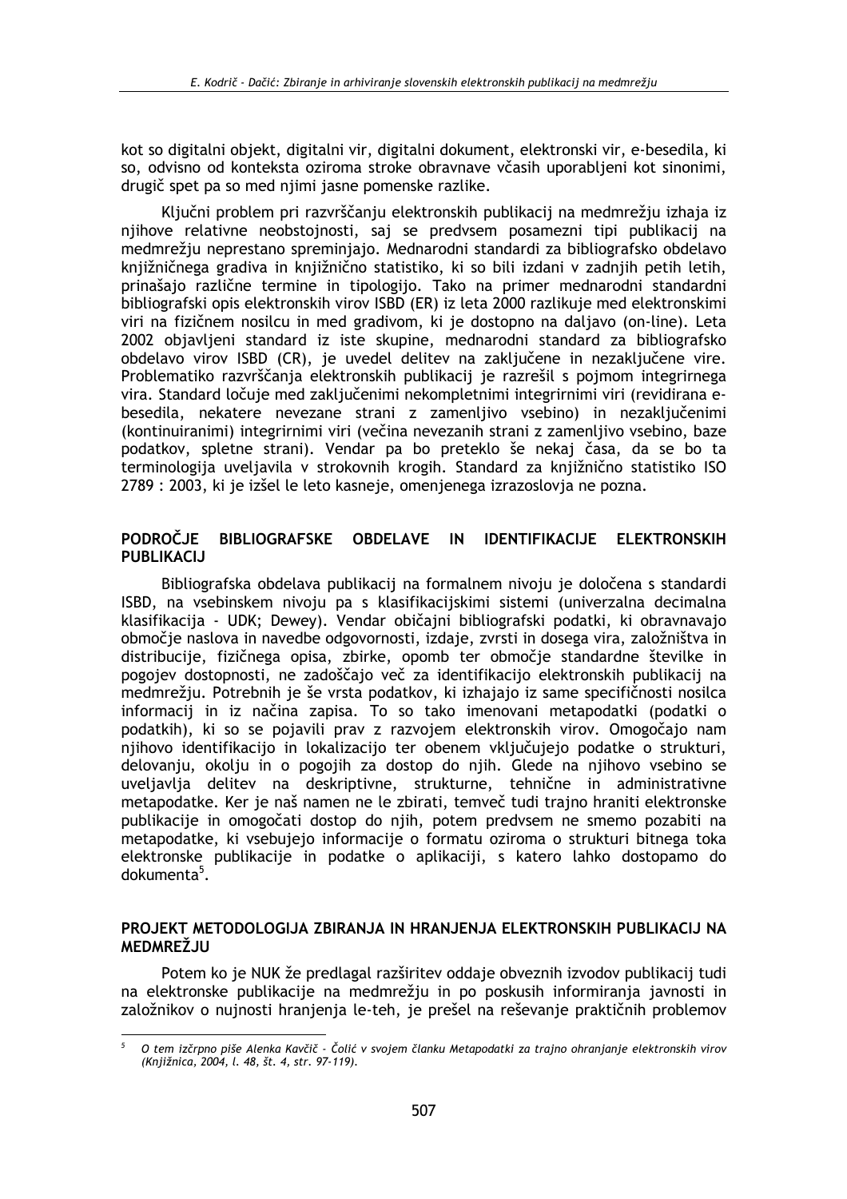kot so digitalni objekt, digitalni vir, digitalni dokument, elektronski vir, e-besedila, ki so, odvisno od konteksta oziroma stroke obravnave včasih uporabljeni kot sinonimi, drugič spet pa so med njimi jasne pomenske razlike.

Ključni problem pri razvrščanju elektronskih publikacij na medmrežju izhaja iz njihove relativne neobstojnosti, saj se predvsem posamezni tipi publikacij na medmrežju nenehno spreminjajo. Mednarodni standardi za bibliografsko obdelavo knjižničnega gradiva in knjižnično statistiko, ki so bili izdani v zadnjih petih letih, prinašajo različne termine in tipologijo. Tako na primer mednarodni standardni bibliografski opis elektronskih virov ISBD (ER) iz leta 2000 razlikuje med elektronskimi viri na fizičnem nosilcu in med gradivom, ki je dostopno na daljavo (on-line). Leta 2002 objavljeni standard iz iste skupine, mednarodni standard za bibliografsko obdelavo virov ISBD (CR), je uvedel delitev na zaključene in nezaključene vire. Problematiko razvrščanja elektronskih publikacij je razrešil s pojmom integrirnega vira. Standard ločuje med zaključenimi nekompletnimi integrirnimi viri (revidirana e-besedila, nekatere nevezane strani z zamenljivo vsebino) in nezaključenimi (kontinuiranimi) integrirnimi viri (večina nevezanih strani z zamenljivo vsebino, baze podatkov, spletne strani). Vendar pa bo preteklo še nekaj časa, da se bo ta terminologija uveljavila v strokovnih krogih. Standard za knjižnično statistiko ISO 2789 : 2003, ki je izšel le leto kasneje, omenjenega izrazoslovja ne pozna.

## PODROČJE BIBLIOGRAFSKE OBDELAVE IN IDENTIFIKACIJE ELEKTRONSKIH PUBLIKACIJ

Bibliografska obdelava publikacij na formalnem nivoju je določena s standardi ISBD, na vsebinskem nivoju pa s klasifikacijskimi sistemi (univerzalna decimalna klasifikacija - UDK; Dewey). Vendar običajni bibliografski podatki, ki obravnavajo območje naslova in navedbe odgovornosti, izdaje, zvrsti in dosega vira, založništva in distribucije, fizičnega opisa, zbirke, opomb ter območje standardne številke in pogojev dostopnosti, ne zadoščajo več za identifikacijo elektronskih publikacij na medmrežju. Potrebnih je še vrsta podatkov, ki izhajajo iz same specifičnosti nosilca informacij in iz načina zapisa. To so tako imenovani metapodatki (podatki o podatkih), ki so se pojavili prav z razvojem elektronskih virov. Omogočajo nam njihovo identifikacijo in lokalizacijo ter obenem vključujejo podatke o strukturi, delovanju, okolju in o pogojih za dostop do njih. Glede na njihovo vsebino se uveljavlja delitev na deskriptivne, strukturne, tehnične in administrativne metapodatke. Ker je naš namen ne le zbirati, temveč tudi trajno hraniti elektronske publikacije in omogočati dostop do njih, potem predvsem ne smemo pozabiti na metapodatke, ki vsebujejo informacije o formatu oziroma o strukturi bitnega toka elektronske publikacije in podatke o aplikaciji, s katero lahko dostopamo do dokumenta[5].

## PROJEKT METODOLOGIJA ZBIRANJA IN HRANJENJA ELEKTRONSKIH PUBLIKACIJ NA MEDMREŽJU

Potem ko je NUK že predlagal razširitev oddaje obveznih izvodov publikacij tudi na elektronske publikacije na medmrežju in po poskusih informiranja javnosti in založnikov o nujnosti hranjenja le-teh, je prešel na reševanje praktičnih problemov

---

[5] *O tem izčrpno piše Alenka Kavčič - Čolić v svojem članku Metapodatki za trajno ohranjanje elektronskih virov (Knjižnica, 2004, l. 48, št. 4, str. 97-119).*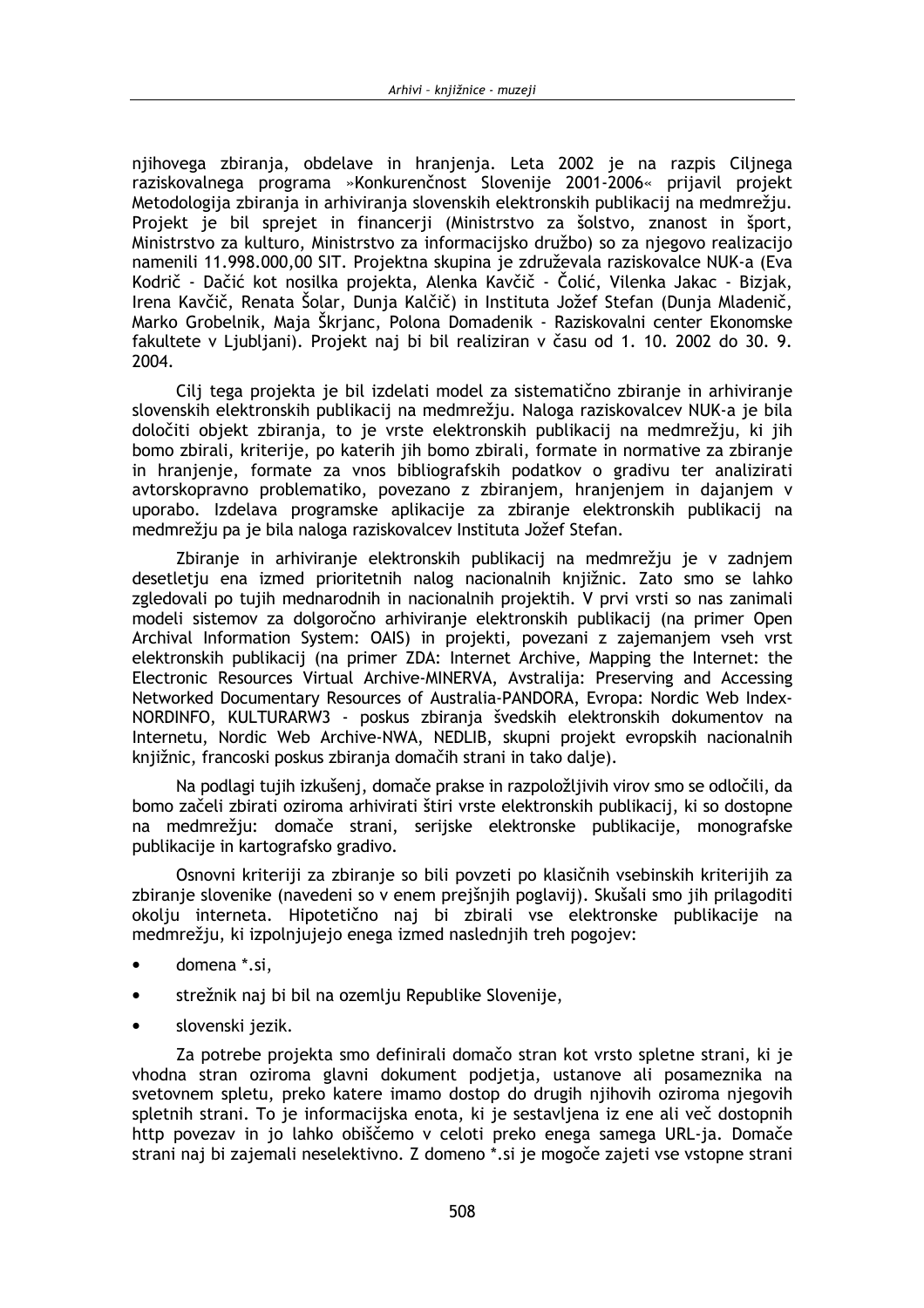njihovega zbiranja, obdelave in hranjenja. Leta 2002 je na razpis Ciljnega raziskovalnega programa »Konkurenčnost Slovenije 2001-2006« prijavil projekt Metodologija zbiranja in arhiviranja slovenskih elektronskih publikacij na medmrežju. Projekt je bil sprejet in financerji (Ministrstvo za šolstvo, znanost in šport, Ministrstvo za kulturo, Ministrstvo za informacijsko družbo) so za njegovo realizacijo namenili 11.998.000,00 SIT. Projektna skupina je združevala raziskovalce NUK-a (Eva Kodrič - Dačić kot nosilka projekta, Alenka Kavčič - Čolić, Vilenka Jakac - Bizjak, Irena Kavčič, Renata Šolar, Dunja Kalčič) in Instituta Jožef Stefan (Dunja Mladenič, Marko Grobelnik, Maja Škrjanc, Polona Domadenik - Raziskovalni center Ekonomske fakultete v Ljubljani). Projekt naj bi bil realiziran v času od 1. 10. 2002 do 30. 9. 2004.

Cilj tega projekta je bil izdelati model za sistematično zbiranje in arhiviranje slovenskih elektronskih publikacij na medmrežju. Naloga raziskovalcev NUK-a je bila določiti objekt zbiranja, to je vrste elektronskih publikacij na medmrežju, ki jih bomo zbirali, kriterije, po katerih jih bomo zbirali, formate in normative za zbiranje in hranjenje, formate za vnos bibliografskih podatkov o gradivu ter analizirati avtorskopravno problematiko, povezano z zbiranjem, hranjenjem in dajanjem v uporabo. Izdelava programske aplikacije za zbiranje elektronskih publikacij na medmrežju pa je bila naloga raziskovalcev Instituta Jožef Stefan.

Zbiranje in arhiviranje elektronskih publikacij na medmrežju je v zadnjem desetletju ena izmed prioritetnih nalog nacionalnih knjižnic. Zato smo se lahko zgledovali po tujih mednarodnih in nacionalnih projektih. V prvi vrsti so nas zanimali modeli sistemov za dolgoročno arhiviranje elektronskih publikacij (na primer Open Archival Information System: OAIS) in projekti, povezani z zajemanjem vseh vrst elektronskih publikacij (na primer ZDA: Internet Archive, Mapping the Internet: the Electronic Resources Virtual Archive-MINERVA, Avstralija: Preserving and Accessing Networked Documentary Resources of Australia-PANDORA, Evropa: Nordic Web Index-NORDINFO, KULTURARW3 - poskus zbiranja švedskih elektronskih dokumentov na Internetu, Nordic Web Archive-NWA, NEDLIB, skupni projekt evropskih nacionalnih knjižnic, francoski poskus zbiranja domačih strani in tako dalje).

Na podlagi tujih izkušenj, domače prakse in razpoložljivih virov smo se odločili, da bomo začeli zbirati oziroma arhivirati štiri vrste elektronskih publikacij, ki so dostopne na medmrežju: domače strani, serijske elektronske publikacije, monografske publikacije in kartografsko gradivo.

Osnovni kriteriji za zbiranje so bili povzeti po klasičnih vsebinskih kriterijih za zbiranje slovenike (navedeni so v enem prejšnjih poglavij). Skušali smo jih prilagoditi okolju interneta. Hipotetično naj bi zbirali vse elektronske publikacije na medmrežju, ki izpolnjujejo enega izmed naslednjih treh pogojev:

- domena *.si,
- strežnik naj bi bil na ozemlju Republike Slovenije,
- slovenski jezik.

Za potrebe projekta smo definirali domačo stran kot vrsto spletne strani, ki je vhodna stran oziroma glavni dokument podjetja, ustanove ali posameznika na svetovnem spletu, preko katere imamo dostop do drugih njihovih oziroma njegovih spletnih strani. To je informacijska enota, ki je sestavljena iz ene ali več dostopnih http povezav in jo lahko obiščemo v celoti preko enega samega URL-ja. Domače strani naj bi zajemali neselektivno. Z domeno *.si je mogoče zajeti vse vstopne strani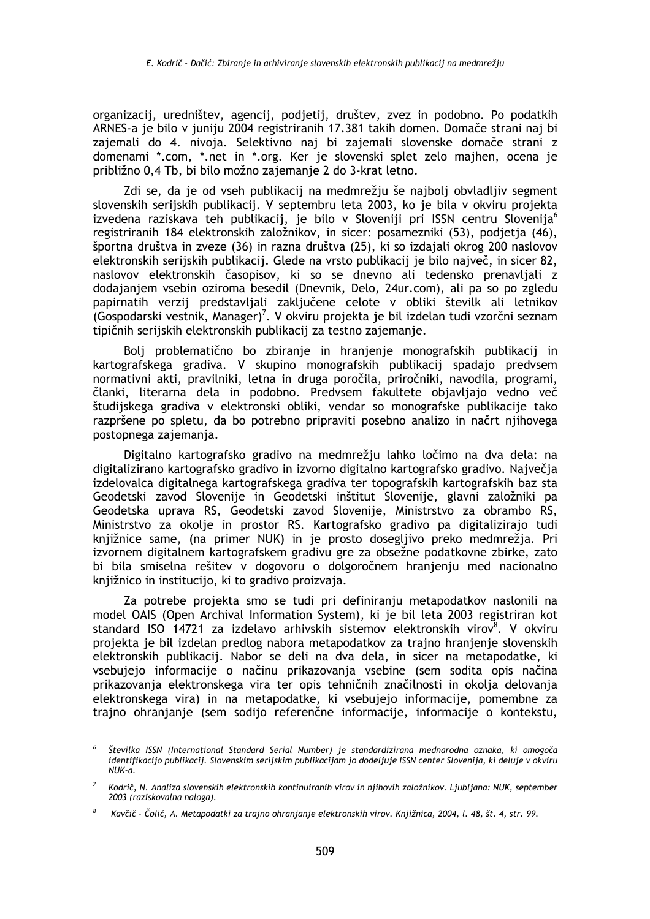organizacij, uredništev, agencij, podjetij, društev, zvez in podobno. Po podatkih ARNES-a je bilo v juniju 2004 registriranih 17.381 takih domen. Domače strani naj bi zajemali do 4. nivoja. Selektivno naj bi zajemali slovenske domače strani z domenami *.com, *.net in *.org. Ker je slovenski splet zelo majhen, ocena je približno 0,4 Tb, bi bilo možno zajemanje 2 do 3-krat letno.

Zdi se, da je od vseh publikacij na medmrežju še najbolj obvladljiv segment slovenskih serijskih publikacij. V septembru leta 2003, ko je bila v okviru projekta izvedena raziskava teh publikacij, je bilo v Sloveniji pri ISSN centru Slovenija[6] registriranih 184 elektronskih založnikov, in sicer: posamezniki (53), podjetja (46), športna društva in zveze (36) in razna društva (25), ki so izdajali okrog 200 naslovov elektronskih serijskih publikacij. Glede na vrsto publikacij je bilo največ, in sicer 82, naslovov elektronskih časopisov, ki so se dnevno ali tedensko prenavljali z dodajanjem vsebin oziroma besedil (Dnevnik, Delo, 24ur.com), ali pa so po zgledu papirnatih verzij predstavljali zaključene celote v obliki številk ali letnikov (Gospodarski vestnik, Manager)[7]. V okviru projekta je bil izdelan tudi vzorčni seznam tipičnih serijskih elektronskih publikacij za testno zajemanje.

Bolj problematično bo zbiranje in hranjenje monografskih publikacij in kartografskega gradiva. V skupino monografskih publikacij spadajo predvsem normativni akti, pravilniki, letna in druga poročila, priročniki, navodila, programi, članki, literarna dela in podobno. Predvsem fakultete objavljajo vedno več študijskega gradiva v elektronski obliki, vendar so monografske publikacije tako razpršene po spletu, da bo potrebno pripraviti posebno analizo in načrt njihovega postopnega zajemanja.

Digitalno kartografsko gradivo na medmrežju lahko ločimo na dva dela: na digitalizirano kartografsko gradivo in izvorno digitalno kartografsko gradivo. Največja izdelovalca digitalnega kartografskega gradiva ter topografskih kartografskih baz sta Geodetski zavod Slovenije in Geodetski inštitut Slovenije, glavni založniki pa Geodetska uprava RS, Geodetski zavod Slovenije, Ministrstvo za obrambo RS, Ministrstvo za okolje in prostor RS. Kartografsko gradivo pa digitalizirajo tudi knjižnice same, (na primer NUK) in je prosto dosegljivo preko medmrežja. Pri izvornem digitalnem kartografskem gradivu gre za obsežne podatkovne zbirke, zato bi bila smiselna rešitev v dogovoru o dolgoročnem hranjenju med nacionalno knjižnico in institucijo, ki to gradivo proizvaja.

Za potrebe projekta smo se tudi pri definiranju metapodatkov naslonili na model OAIS (Open Archival Information System), ki je bil leta 2003 registriran kot standard ISO 14721 za izdelavo arhivskih sistemov elektronskih virov[8]. V okviru projekta je bil izdelan predlog nabora metapodatkov za trajno hranjenje slovenskih elektronskih publikacij. Nabor se deli na dva dela, in sicer na metapodatke, ki vsebujejo informacije o načinu prikazovanja vsebine (sem sodita opis načina prikazovanja elektronskega vira ter opis tehničnih značilnosti in okolja delovanja elektronskega vira) in na metapodatke, ki vsebujejo informacije, pomembne za trajno ohranjanje (sem sodijo referenčne informacije, informacije o kontekstu,

---

[6] *Številka ISSN (International Standard Serial Number) je standardizirana mednarodna oznaka, ki omogoča identifikacijo publikacij. Slovenskim serijskim publikacijam jo dodeljuje ISSN center Slovenija, ki deluje v okviru NUK-a.*

[7] *Kodrič, N. Analiza slovenskih elektronskih kontinuiranih virov in njihovih založnikov. Ljubljana: NUK, september 2003 (raziskovalna naloga).*

[8] *Kavčič - Čolić, A. Metapodatki za trajno ohranjanje elektronskih virov. Knjižnica, 2004, l. 48, št. 4, str. 99.*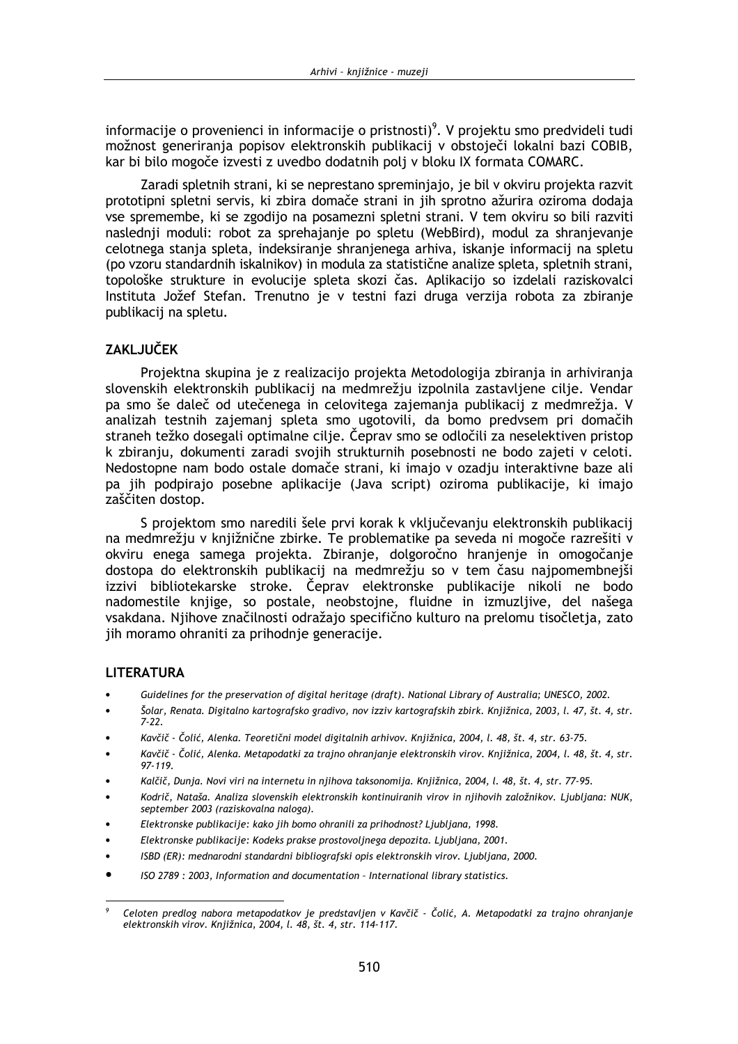informacije o provenienci in informacije o pristnosti)[9]. V projektu smo predvideli tudi možnost generiranja popisov elektronskih publikacij v obstoječi lokalni bazi COBIB, kar bi bilo mogoče izvesti z uvedbo dodatnih polj v bloku IX formata COMARC.

Zaradi spletnih strani, ki se neprestano spreminjajo, je bil v okviru projekta razvit prototipni spletni servis, ki zbira domače strani in jih sprotno ažurira oziroma dodaja vse spremembe, ki se zgodijo na posamezni spletni strani. V tem okviru so bili razviti naslednji moduli: robot za sprehajanje po spletu (WebBird), modul za shranjevanje celotnega stanja spleta, indeksiranje shranjenega arhiva, iskanje informacij na spletu (po vzoru standardnih iskalnikov) in modula za statistične analize spleta, spletnih strani, topološke strukture in evolucije spleta skozi čas. Aplikacijo so izdelali raziskovalci Instituta Jožef Stefan. Trenutno je v testni fazi druga verzija robota za zbiranje publikacij na spletu.

## ZAKLJUČEK

Projektna skupina je z realizacijo projekta Metodologija zbiranja in arhiviranja slovenskih elektronskih publikacij na medmrežju izpolnila zastavljene cilje. Vendar pa smo še daleč od utečenega in celovitega zajemanja publikacij z medmrežja. V analizah testnih zajemanj spleta smo ugotovili, da bomo predvsem pri domačih straneh težko dosegali optimalne cilje. Čeprav smo se odločili za neselektiven pristop k zbiranju, dokumenti zaradi svojih strukturnih posebnosti ne bodo zajeti v celoti. Nedostopne nam bodo ostale domače strani, ki imajo v ozadju interaktivne baze ali pa jih podpirajo posebne aplikacije (Java script) oziroma publikacije, ki imajo zaščiten dostop.

S projektom smo naredili šele prvi korak k vključevanju elektronskih publikacij na medmrežju v knjižnične zbirke. Te problematike pa seveda ni mogoče razrešiti v okviru enega samega projekta. Zbiranje, dolgoročno hranjenje in omogočanje dostopa do elektronskih publikacij na medmrežju so v tem času najpomembnejši izzivi bibliotekarske stroke. Čeprav elektronske publikacije nikoli ne bodo nadomestile knjige, so postale, neobstojne, fluidne in izmuzljive, del našega vsakdana. Njihove značilnosti odražajo specifično kulturo na prelomu tisočletja, zato jih moramo ohraniti za prihodnje generacije.

## LITERATURA

- *Guidelines for the preservation of digital heritage (draft). National Library of Australia; UNESCO, 2002.*
- *Šolar, Renata. Digitalno kartografsko gradivo, nov izziv kartografskih zbirk. Knjižnica, 2003, l. 47, št. 4, str. 7-22.*
- *Kavčič - Čolić, Alenka. Teoretični model digitalnih arhivov. Knjižnica, 2004, l. 48, št. 4, str. 63-75.*
- *Kavčič - Čolić, Alenka. Metapodatki za trajno ohranjanje elektronskih virov. Knjižnica, 2004, l. 48, št. 4, str. 97-119.*
- *Kalčič, Dunja. Novi viri na internetu in njihova taksonomija. Knjižnica, 2004, l. 48, št. 4, str. 77-95.*
- *Kodrič, Nataša. Analiza slovenskih elektronskih kontinuiranih virov in njihovih založnikov. Ljubljana: NUK, september 2003 (raziskovalna naloga).*
- *Elektronske publikacije: kako jih bomo ohranili za prihodnost? Ljubljana, 1998.*
- *Elektronske publikacije: Kodeks prakse prostovoljnega depozita. Ljubljana, 2001.*
- *ISBD (ER): mednarodni standardni bibliografski opis elektronskih virov. Ljubljana, 2000.*
- *ISO 2789 : 2003, Information and documentation – International library statistics.*

---

[9] *Celoten predlog nabora metapodatkov je predstavljen v Kavčič - Čolić, A. Metapodatki za trajno ohranjanje elektronskih virov. Knjižnica, 2004, l. 48, št. 4, str. 114-117.*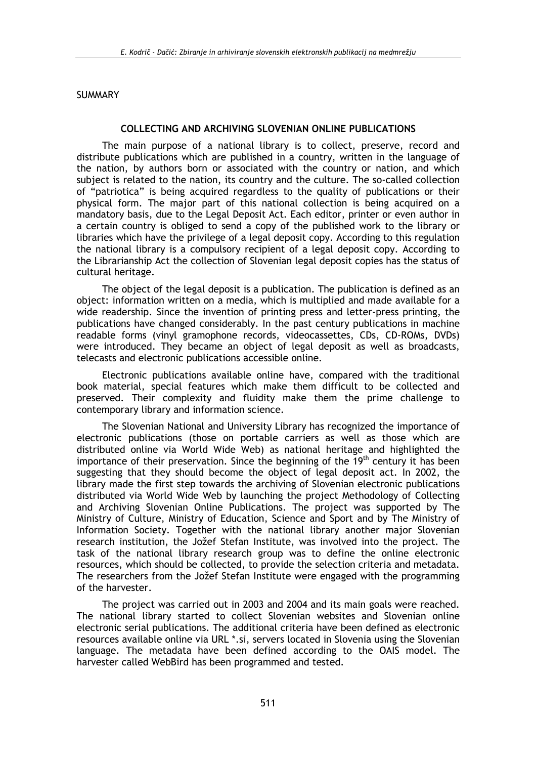SUMMARY

## COLLECTING AND ARCHIVING SLOVENIAN ONLINE PUBLICATIONS

The main purpose of a national library is to collect, preserve, record and distribute publications which are published in a country, written in the language of the nation, by authors born or associated with the country or nation, and which subject is related to the nation, its country and the culture. The so-called collection of "patriotica" is being acquired regardless to the quality of publications or their physical form. The major part of this national collection is being acquired on a mandatory basis, due to the Legal Deposit Act. Each editor, printer or even author in a certain country is obliged to send a copy of the published work to the library or libraries which have the privilege of a legal deposit copy. According to this regulation the national library is a compulsory recipient of a legal deposit copy. According to the Librarianship Act the collection of Slovenian legal deposit copies has the status of cultural heritage.

The object of the legal deposit is a publication. The publication is defined as an object: information written on a media, which is multiplied and made available for a wide readership. Since the invention of printing press and letter-press printing, the publications have changed considerably. In the past century publications in machine readable forms (vinyl gramophone records, videocassettes, CDs, CD-ROMs, DVDs) were introduced. They became an object of legal deposit as well as broadcasts, telecasts and electronic publications accessible online.

Electronic publications available online have, compared with the traditional book material, special features which make them difficult to be collected and preserved. Their complexity and fluidity make them the prime challenge to contemporary library and information science.

The Slovenian National and University Library has recognized the importance of electronic publications (those on portable carriers as well as those which are distributed online via World Wide Web) as national heritage and highlighted the importance of their preservation. Since the beginning of the 19th century it has been suggesting that they should become the object of legal deposit act. In 2002, the library made the first step towards the archiving of Slovenian electronic publications distributed via World Wide Web by launching the project Methodology of Collecting and Archiving Slovenian Online Publications. The project was supported by The Ministry of Culture, Ministry of Education, Science and Sport and by The Ministry of Information Society. Together with the national library another major Slovenian research institution, the Jožef Stefan Institute, was involved into the project. The task of the national library research group was to define the online electronic resources, which should be collected, to provide the selection criteria and metadata. The researchers from the Jožef Stefan Institute were engaged with the programming of the harvester.

The project was carried out in 2003 and 2004 and its main goals were reached. The national library started to collect Slovenian websites and Slovenian online electronic serial publications. The additional criteria have been defined as electronic resources available online via URL *.si, servers located in Slovenia using the Slovenian language. The metadata have been defined according to the OAIS model. The harvester called WebBird has been programmed and tested.